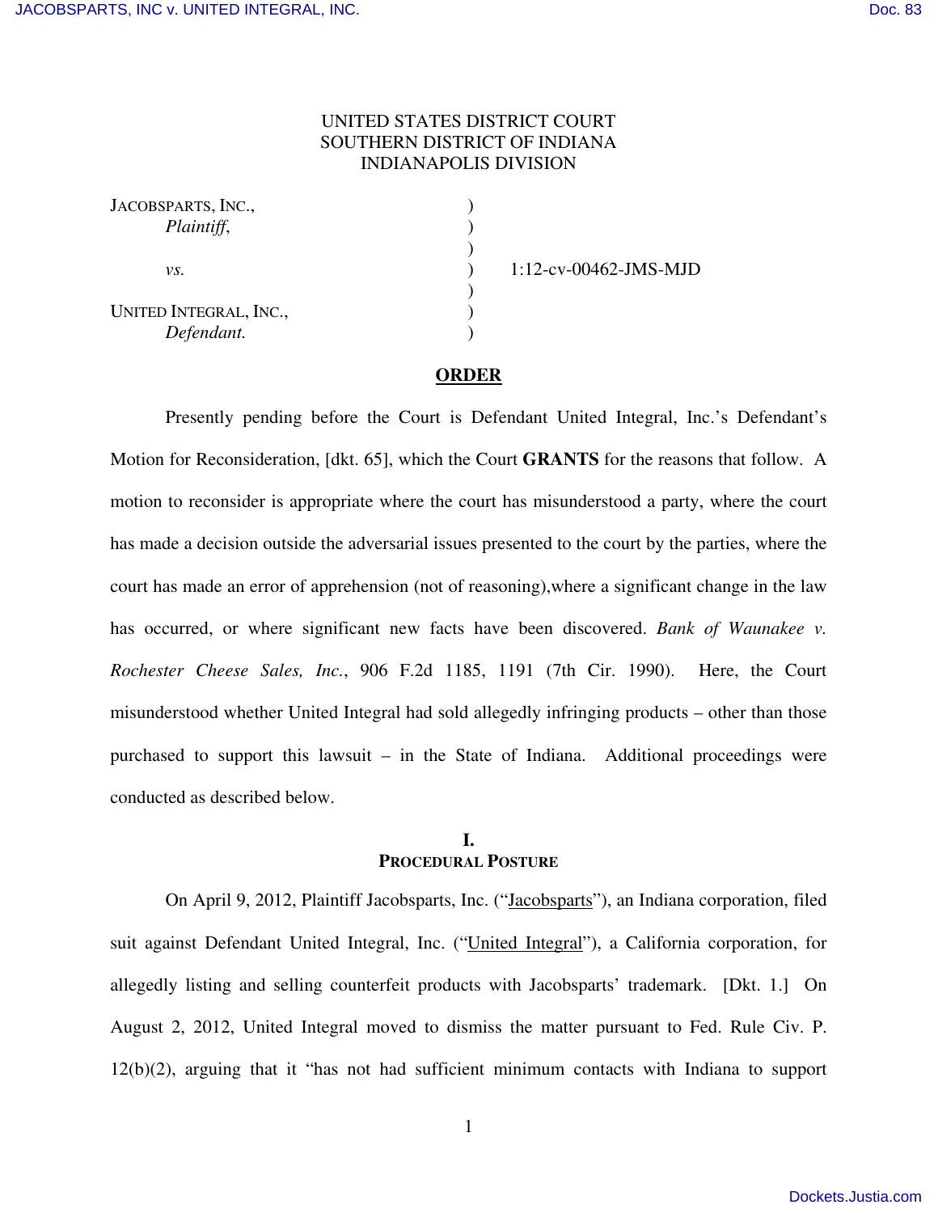UNITED STATES DISTRICT COURT
SOUTHERN DISTRICT OF INDIANA
INDIANAPOLIS DIVISION

| | | |
|---|---|---|
| JACOBSPARTS, INC., *Plaintiff*, | ) | |
| *vs.* | ) | 1:12-cv-00462-JMS-MJD |
| UNITED INTEGRAL, INC., *Defendant.* | ) | |

## ORDER

Presently pending before the Court is Defendant United Integral, Inc.'s Defendant's Motion for Reconsideration, [dkt. 65], which the Court **GRANTS** for the reasons that follow. A motion to reconsider is appropriate where the court has misunderstood a party, where the court has made a decision outside the adversarial issues presented to the court by the parties, where the court has made an error of apprehension (not of reasoning),where a significant change in the law has occurred, or where significant new facts have been discovered. *Bank of Waunakee v. Rochester Cheese Sales, Inc.*, 906 F.2d 1185, 1191 (7th Cir. 1990). Here, the Court misunderstood whether United Integral had sold allegedly infringing products – other than those purchased to support this lawsuit – in the State of Indiana. Additional proceedings were conducted as described below.

### I. PROCEDURAL POSTURE

On April 9, 2012, Plaintiff Jacobsparts, Inc. ("Jacobsparts"), an Indiana corporation, filed suit against Defendant United Integral, Inc. ("United Integral"), a California corporation, for allegedly listing and selling counterfeit products with Jacobsparts' trademark. [Dkt. 1.] On August 2, 2012, United Integral moved to dismiss the matter pursuant to Fed. Rule Civ. P. 12(b)(2), arguing that it "has not had sufficient minimum contacts with Indiana to support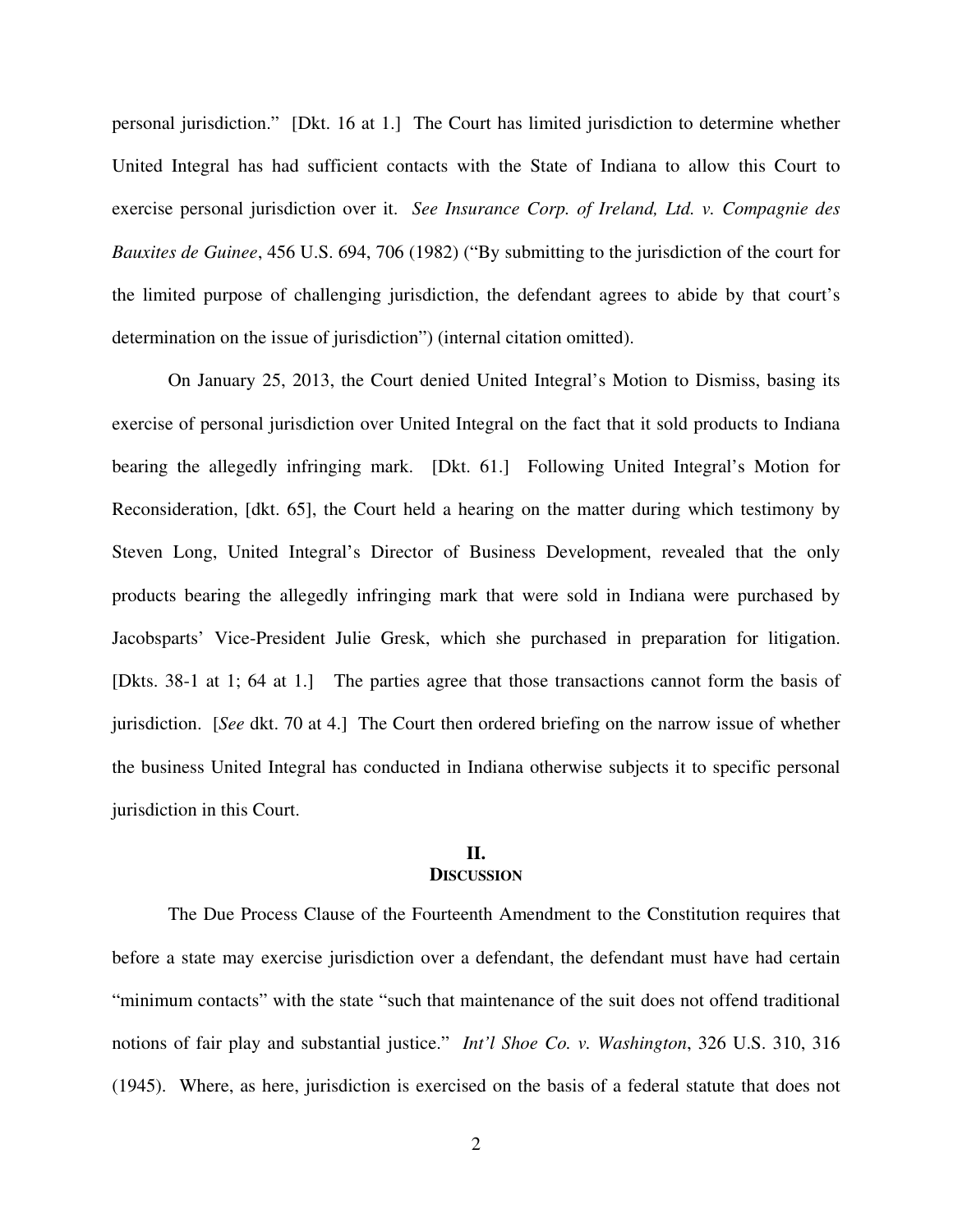personal jurisdiction." [Dkt. 16 at 1.] The Court has limited jurisdiction to determine whether United Integral has had sufficient contacts with the State of Indiana to allow this Court to exercise personal jurisdiction over it. *See Insurance Corp. of Ireland, Ltd. v. Compagnie des Bauxites de Guinee*, 456 U.S. 694, 706 (1982) ("By submitting to the jurisdiction of the court for the limited purpose of challenging jurisdiction, the defendant agrees to abide by that court's determination on the issue of jurisdiction") (internal citation omitted).

On January 25, 2013, the Court denied United Integral's Motion to Dismiss, basing its exercise of personal jurisdiction over United Integral on the fact that it sold products to Indiana bearing the allegedly infringing mark. [Dkt. 61.] Following United Integral's Motion for Reconsideration, [dkt. 65], the Court held a hearing on the matter during which testimony by Steven Long, United Integral's Director of Business Development, revealed that the only products bearing the allegedly infringing mark that were sold in Indiana were purchased by Jacobsparts' Vice-President Julie Gresk, which she purchased in preparation for litigation. [Dkts. 38-1 at 1; 64 at 1.] The parties agree that those transactions cannot form the basis of jurisdiction. [*See* dkt. 70 at 4.] The Court then ordered briefing on the narrow issue of whether the business United Integral has conducted in Indiana otherwise subjects it to specific personal jurisdiction in this Court.

## II.
## DISCUSSION

The Due Process Clause of the Fourteenth Amendment to the Constitution requires that before a state may exercise jurisdiction over a defendant, the defendant must have had certain "minimum contacts" with the state "such that maintenance of the suit does not offend traditional notions of fair play and substantial justice." *Int'l Shoe Co. v. Washington*, 326 U.S. 310, 316 (1945). Where, as here, jurisdiction is exercised on the basis of a federal statute that does not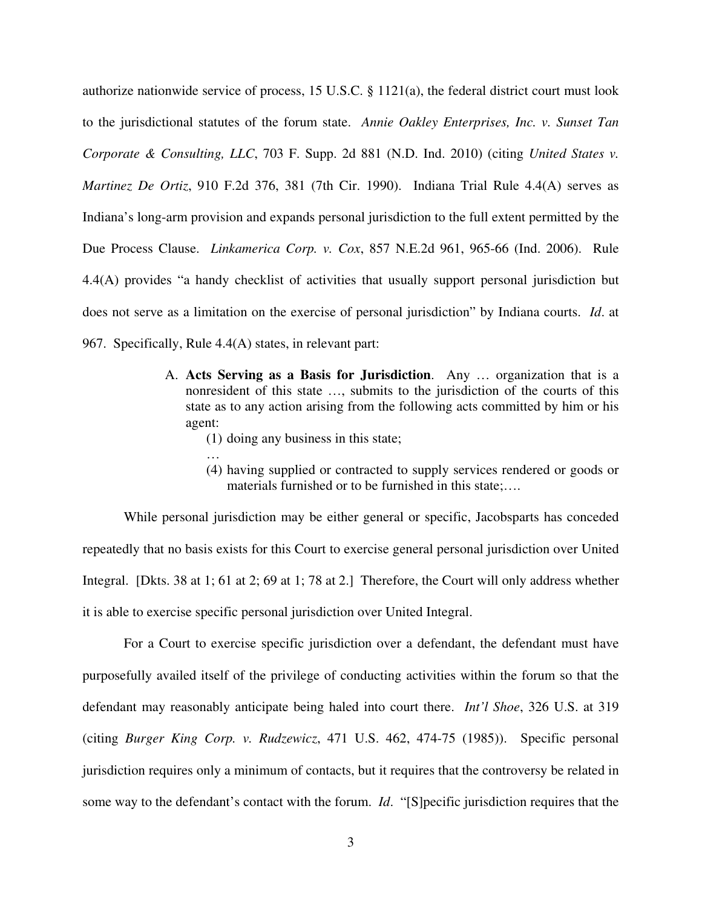authorize nationwide service of process, 15 U.S.C. § 1121(a), the federal district court must look to the jurisdictional statutes of the forum state. *Annie Oakley Enterprises, Inc. v. Sunset Tan Corporate & Consulting, LLC*, 703 F. Supp. 2d 881 (N.D. Ind. 2010) (citing *United States v. Martinez De Ortiz*, 910 F.2d 376, 381 (7th Cir. 1990). Indiana Trial Rule 4.4(A) serves as Indiana's long-arm provision and expands personal jurisdiction to the full extent permitted by the Due Process Clause. *Linkamerica Corp. v. Cox*, 857 N.E.2d 961, 965-66 (Ind. 2006). Rule 4.4(A) provides "a handy checklist of activities that usually support personal jurisdiction but does not serve as a limitation on the exercise of personal jurisdiction" by Indiana courts. *Id*. at 967. Specifically, Rule 4.4(A) states, in relevant part:

> A. **Acts Serving as a Basis for Jurisdiction**. Any … organization that is a nonresident of this state …, submits to the jurisdiction of the courts of this state as to any action arising from the following acts committed by him or his agent:
>
> (1) doing any business in this state;
>
> …
>
> (4) having supplied or contracted to supply services rendered or goods or materials furnished or to be furnished in this state;….

While personal jurisdiction may be either general or specific, Jacobsparts has conceded repeatedly that no basis exists for this Court to exercise general personal jurisdiction over United Integral. [Dkts. 38 at 1; 61 at 2; 69 at 1; 78 at 2.] Therefore, the Court will only address whether it is able to exercise specific personal jurisdiction over United Integral.

For a Court to exercise specific jurisdiction over a defendant, the defendant must have purposefully availed itself of the privilege of conducting activities within the forum so that the defendant may reasonably anticipate being haled into court there. *Int'l Shoe*, 326 U.S. at 319 (citing *Burger King Corp. v. Rudzewicz*, 471 U.S. 462, 474-75 (1985)). Specific personal jurisdiction requires only a minimum of contacts, but it requires that the controversy be related in some way to the defendant's contact with the forum. *Id*. "[S]pecific jurisdiction requires that the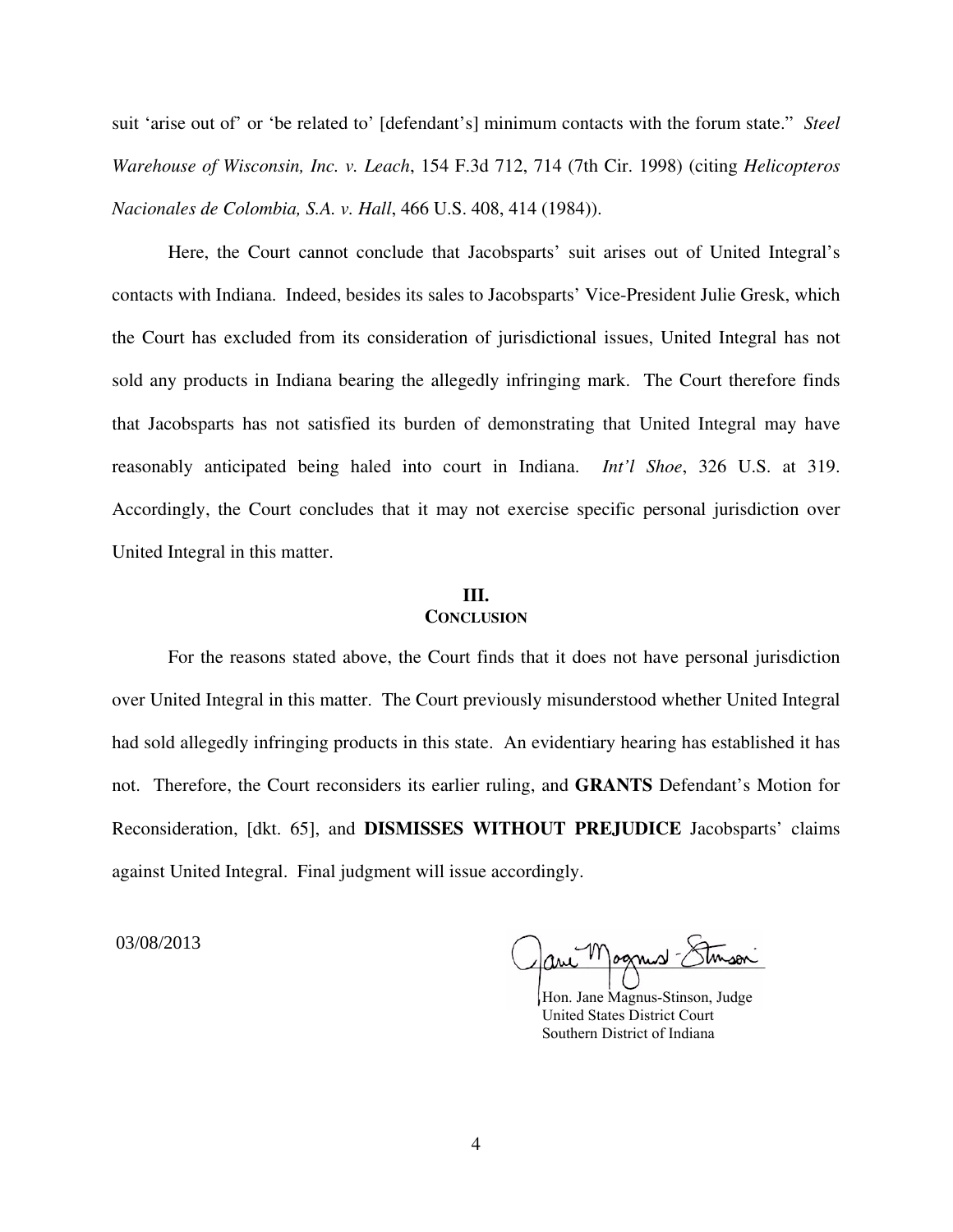suit 'arise out of' or 'be related to' [defendant's] minimum contacts with the forum state." *Steel Warehouse of Wisconsin, Inc. v. Leach*, 154 F.3d 712, 714 (7th Cir. 1998) (citing *Helicopteros Nacionales de Colombia, S.A. v. Hall*, 466 U.S. 408, 414 (1984)).

Here, the Court cannot conclude that Jacobsparts' suit arises out of United Integral's contacts with Indiana. Indeed, besides its sales to Jacobsparts' Vice-President Julie Gresk, which the Court has excluded from its consideration of jurisdictional issues, United Integral has not sold any products in Indiana bearing the allegedly infringing mark. The Court therefore finds that Jacobsparts has not satisfied its burden of demonstrating that United Integral may have reasonably anticipated being haled into court in Indiana. *Int'l Shoe*, 326 U.S. at 319. Accordingly, the Court concludes that it may not exercise specific personal jurisdiction over United Integral in this matter.

## III. CONCLUSION

For the reasons stated above, the Court finds that it does not have personal jurisdiction over United Integral in this matter. The Court previously misunderstood whether United Integral had sold allegedly infringing products in this state. An evidentiary hearing has established it has not. Therefore, the Court reconsiders its earlier ruling, and **GRANTS** Defendant's Motion for Reconsideration, [dkt. 65], and **DISMISSES WITHOUT PREJUDICE** Jacobsparts' claims against United Integral. Final judgment will issue accordingly.

03/08/2013

Hon. Jane Magnus-Stinson, Judge
United States District Court
Southern District of Indiana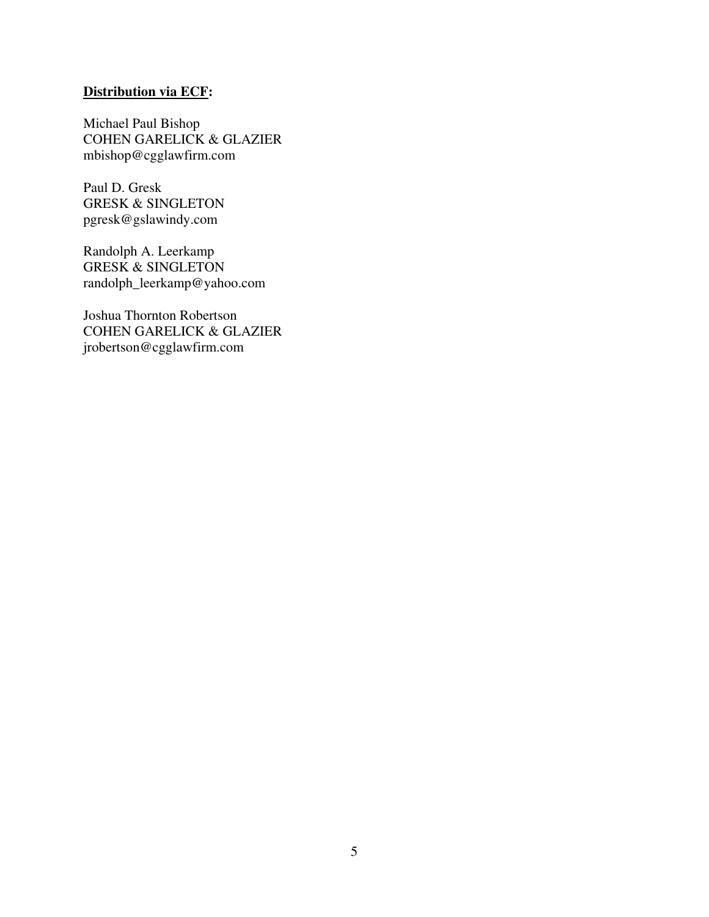**<u>Distribution via ECF</u>:**

Michael Paul Bishop
COHEN GARELICK & GLAZIER
mbishop@cgglawfirm.com

Paul D. Gresk
GRESK & SINGLETON
pgresk@gslawindy.com

Randolph A. Leerkamp
GRESK & SINGLETON
randolph_leerkamp@yahoo.com

Joshua Thornton Robertson
COHEN GARELICK & GLAZIER
jrobertson@cgglawfirm.com